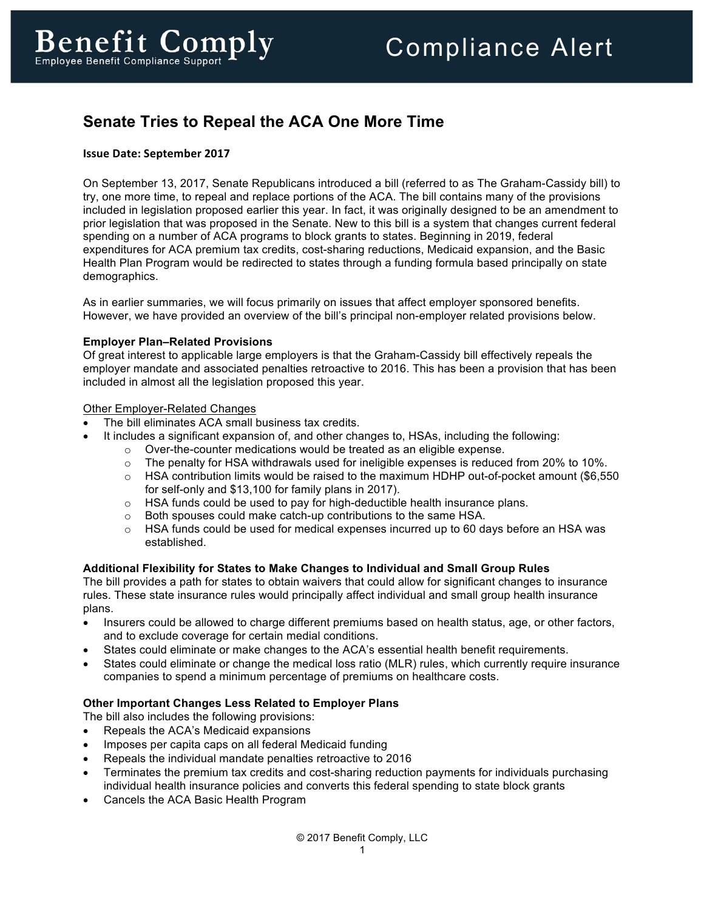Benefit Comply
Employee Benefit Compliance Support

Compliance Alert

# Senate Tries to Repeal the ACA One More Time

**Issue Date: September 2017**

On September 13, 2017, Senate Republicans introduced a bill (referred to as The Graham-Cassidy bill) to try, one more time, to repeal and replace portions of the ACA. The bill contains many of the provisions included in legislation proposed earlier this year. In fact, it was originally designed to be an amendment to prior legislation that was proposed in the Senate. New to this bill is a system that changes current federal spending on a number of ACA programs to block grants to states. Beginning in 2019, federal expenditures for ACA premium tax credits, cost-sharing reductions, Medicaid expansion, and the Basic Health Plan Program would be redirected to states through a funding formula based principally on state demographics.

As in earlier summaries, we will focus primarily on issues that affect employer sponsored benefits. However, we have provided an overview of the bill's principal non-employer related provisions below.

**Employer Plan–Related Provisions**
Of great interest to applicable large employers is that the Graham-Cassidy bill effectively repeals the employer mandate and associated penalties retroactive to 2016. This has been a provision that has been included in almost all the legislation proposed this year.

Other Employer-Related Changes

- The bill eliminates ACA small business tax credits.
- It includes a significant expansion of, and other changes to, HSAs, including the following:
  - Over-the-counter medications would be treated as an eligible expense.
  - The penalty for HSA withdrawals used for ineligible expenses is reduced from 20% to 10%.
  - HSA contribution limits would be raised to the maximum HDHP out-of-pocket amount ($6,550 for self-only and $13,100 for family plans in 2017).
  - HSA funds could be used to pay for high-deductible health insurance plans.
  - Both spouses could make catch-up contributions to the same HSA.
  - HSA funds could be used for medical expenses incurred up to 60 days before an HSA was established.

**Additional Flexibility for States to Make Changes to Individual and Small Group Rules**
The bill provides a path for states to obtain waivers that could allow for significant changes to insurance rules. These state insurance rules would principally affect individual and small group health insurance plans.

- Insurers could be allowed to charge different premiums based on health status, age, or other factors, and to exclude coverage for certain medial conditions.
- States could eliminate or make changes to the ACA's essential health benefit requirements.
- States could eliminate or change the medical loss ratio (MLR) rules, which currently require insurance companies to spend a minimum percentage of premiums on healthcare costs.

**Other Important Changes Less Related to Employer Plans**
The bill also includes the following provisions:

- Repeals the ACA's Medicaid expansions
- Imposes per capita caps on all federal Medicaid funding
- Repeals the individual mandate penalties retroactive to 2016
- Terminates the premium tax credits and cost-sharing reduction payments for individuals purchasing individual health insurance policies and converts this federal spending to state block grants
- Cancels the ACA Basic Health Program

© 2017 Benefit Comply, LLC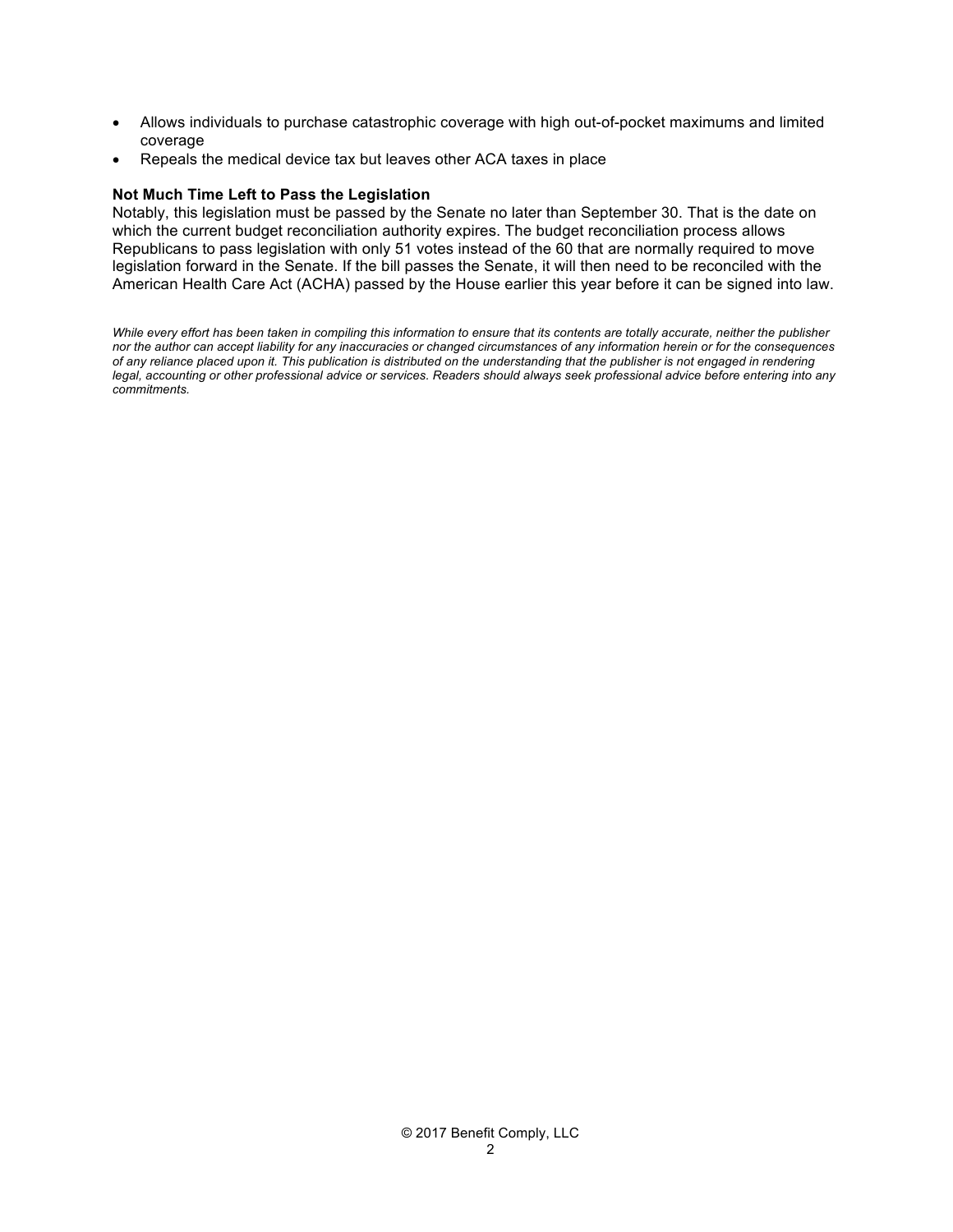- Allows individuals to purchase catastrophic coverage with high out-of-pocket maximums and limited coverage
- Repeals the medical device tax but leaves other ACA taxes in place

**Not Much Time Left to Pass the Legislation**

Notably, this legislation must be passed by the Senate no later than September 30. That is the date on which the current budget reconciliation authority expires. The budget reconciliation process allows Republicans to pass legislation with only 51 votes instead of the 60 that are normally required to move legislation forward in the Senate. If the bill passes the Senate, it will then need to be reconciled with the American Health Care Act (ACHA) passed by the House earlier this year before it can be signed into law.

*While every effort has been taken in compiling this information to ensure that its contents are totally accurate, neither the publisher nor the author can accept liability for any inaccuracies or changed circumstances of any information herein or for the consequences of any reliance placed upon it. This publication is distributed on the understanding that the publisher is not engaged in rendering legal, accounting or other professional advice or services. Readers should always seek professional advice before entering into any commitments.*

© 2017 Benefit Comply, LLC